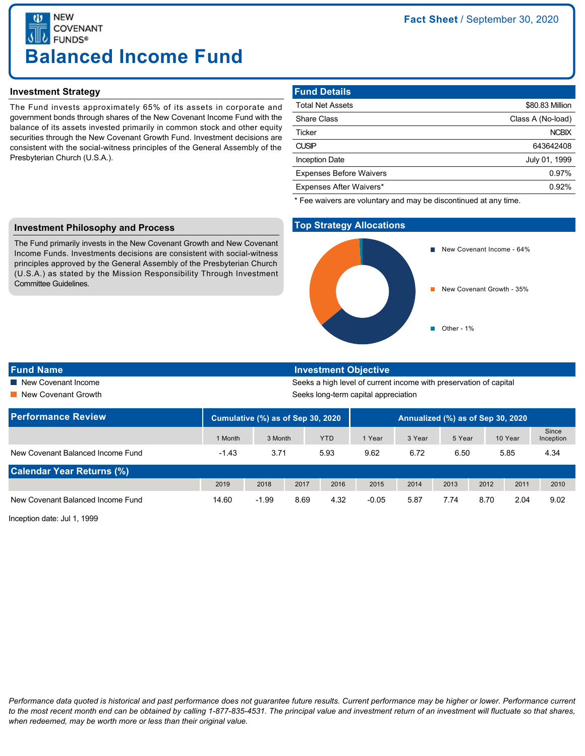NEW COVENANT FUNDS®

**Fact Sheet** / September 30, 2020

# Balanced Income Fund

## Investment Strategy

The Fund invests approximately 65% of its assets in corporate and government bonds through shares of the New Covenant Income Fund with the balance of its assets invested primarily in common stock and other equity securities through the New Covenant Growth Fund. Investment decisions are consistent with the social-witness principles of the General Assembly of the Presbyterian Church (U.S.A.).

## Fund Details

| | |
|---|---|
| Total Net Assets | $80.83 Million |
| Share Class | Class A (No-load) |
| Ticker | NCBIX |
| CUSIP | 643642408 |
| Inception Date | July 01, 1999 |
| Expenses Before Waivers | 0.97% |
| Expenses After Waivers* | 0.92% |

* Fee waivers are voluntary and may be discontinued at any time.

## Investment Philosophy and Process

The Fund primarily invests in the New Covenant Growth and New Covenant Income Funds. Investments decisions are consistent with social-witness principles approved by the General Assembly of the Presbyterian Church (U.S.A.) as stated by the Mission Responsibility Through Investment Committee Guidelines.

## Top Strategy Allocations

- New Covenant Income - 64%
- New Covenant Growth - 35%
- Other - 1%

| Fund Name | Investment Objective |
|---|---|
| New Covenant Income | Seeks a high level of current income with preservation of capital |
| New Covenant Growth | Seeks long-term capital appreciation |

## Performance Review

| | Cumulative (%) as of Sep 30, 2020 | | | Annualized (%) as of Sep 30, 2020 | | | | |
|---|---|---|---|---|---|---|---|---|
| | 1 Month | 3 Month | YTD | 1 Year | 3 Year | 5 Year | 10 Year | Since Inception |
| New Covenant Balanced Income Fund | -1.43 | 3.71 | 5.93 | 9.62 | 6.72 | 6.50 | 5.85 | 4.34 |

## Calendar Year Returns (%)

| | 2019 | 2018 | 2017 | 2016 | 2015 | 2014 | 2013 | 2012 | 2011 | 2010 |
|---|---|---|---|---|---|---|---|---|---|---|
| New Covenant Balanced Income Fund | 14.60 | -1.99 | 8.69 | 4.32 | -0.05 | 5.87 | 7.74 | 8.70 | 2.04 | 9.02 |

Inception date: Jul 1, 1999

*Performance data quoted is historical and past performance does not guarantee future results. Current performance may be higher or lower. Performance current to the most recent month end can be obtained by calling 1-877-835-4531. The principal value and investment return of an investment will fluctuate so that shares, when redeemed, may be worth more or less than their original value.*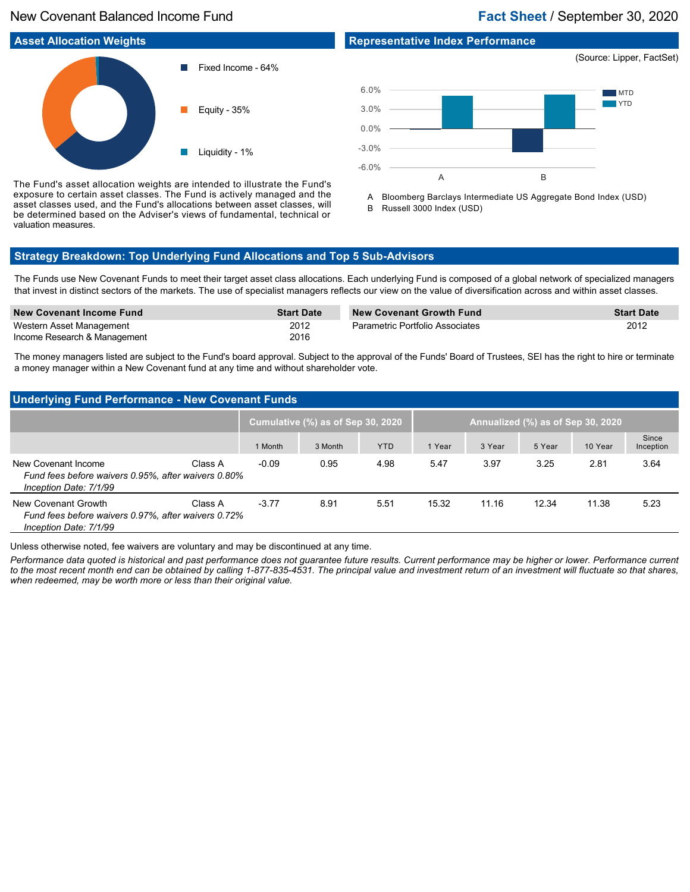New Covenant Balanced Income Fund

**Fact Sheet** / September 30, 2020

## Asset Allocation Weights

- Fixed Income - 64%
- Equity - 35%
- Liquidity - 1%

The Fund's asset allocation weights are intended to illustrate the Fund's exposure to certain asset classes. The Fund is actively managed and the asset classes used, and the Fund's allocations between asset classes, will be determined based on the Adviser's views of fundamental, technical or valuation measures.

## Representative Index Performance

(Source: Lipper, FactSet)

A Bloomberg Barclays Intermediate US Aggregate Bond Index (USD)
B Russell 3000 Index (USD)

## Strategy Breakdown: Top Underlying Fund Allocations and Top 5 Sub-Advisors

The Funds use New Covenant Funds to meet their target asset class allocations. Each underlying Fund is composed of a global network of specialized managers that invest in distinct sectors of the markets. The use of specialist managers reflects our view on the value of diversification across and within asset classes.

| New Covenant Income Fund | Start Date |
|---|---|
| Western Asset Management | 2012 |
| Income Research & Management | 2016 |

| New Covenant Growth Fund | Start Date |
|---|---|
| Parametric Portfolio Associates | 2012 |

The money managers listed are subject to the Fund's board approval. Subject to the approval of the Funds' Board of Trustees, SEI has the right to hire or terminate a money manager within a New Covenant fund at any time and without shareholder vote.

## Underlying Fund Performance - New Covenant Funds

| | | Cumulative (%) as of Sep 30, 2020 | | | Annualized (%) as of Sep 30, 2020 | | | | |
|---|---|---|---|---|---|---|---|---|---|
| | | 1 Month | 3 Month | YTD | 1 Year | 3 Year | 5 Year | 10 Year | Since Inception |
| New Covenant Income<br>*Fund fees before waivers 0.95%, after waivers 0.80%*<br>*Inception Date: 7/1/99* | Class A | -0.09 | 0.95 | 4.98 | 5.47 | 3.97 | 3.25 | 2.81 | 3.64 |
| New Covenant Growth<br>*Fund fees before waivers 0.97%, after waivers 0.72%*<br>*Inception Date: 7/1/99* | Class A | -3.77 | 8.91 | 5.51 | 15.32 | 11.16 | 12.34 | 11.38 | 5.23 |

Unless otherwise noted, fee waivers are voluntary and may be discontinued at any time.

*Performance data quoted is historical and past performance does not guarantee future results. Current performance may be higher or lower. Performance current to the most recent month end can be obtained by calling 1-877-835-4531. The principal value and investment return of an investment will fluctuate so that shares, when redeemed, may be worth more or less than their original value.*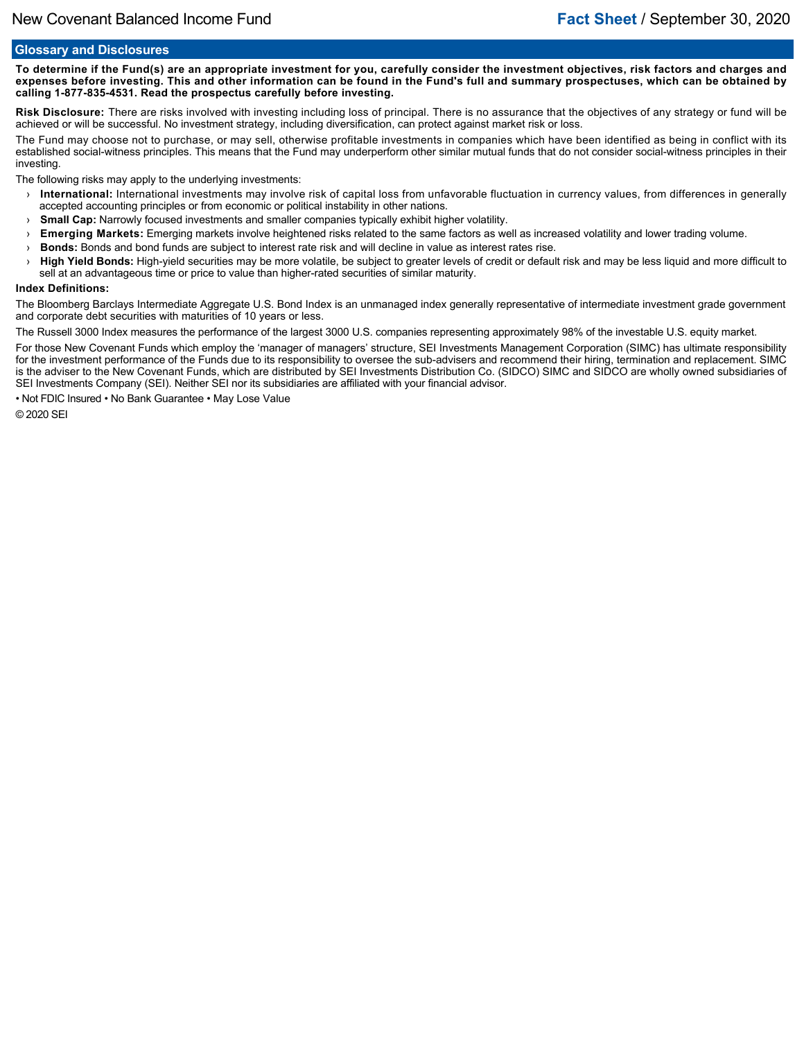## Glossary and Disclosures

**To determine if the Fund(s) are an appropriate investment for you, carefully consider the investment objectives, risk factors and charges and expenses before investing. This and other information can be found in the Fund's full and summary prospectuses, which can be obtained by calling 1-877-835-4531. Read the prospectus carefully before investing.**

**Risk Disclosure:** There are risks involved with investing including loss of principal. There is no assurance that the objectives of any strategy or fund will be achieved or will be successful. No investment strategy, including diversification, can protect against market risk or loss.

The Fund may choose not to purchase, or may sell, otherwise profitable investments in companies which have been identified as being in conflict with its established social-witness principles. This means that the Fund may underperform other similar mutual funds that do not consider social-witness principles in their investing.

The following risks may apply to the underlying investments:

- **International:** International investments may involve risk of capital loss from unfavorable fluctuation in currency values, from differences in generally accepted accounting principles or from economic or political instability in other nations.
- **Small Cap:** Narrowly focused investments and smaller companies typically exhibit higher volatility.
- **Emerging Markets:** Emerging markets involve heightened risks related to the same factors as well as increased volatility and lower trading volume.
- **Bonds:** Bonds and bond funds are subject to interest rate risk and will decline in value as interest rates rise.
- **High Yield Bonds:** High-yield securities may be more volatile, be subject to greater levels of credit or default risk and may be less liquid and more difficult to sell at an advantageous time or price to value than higher-rated securities of similar maturity.

**Index Definitions:**

The Bloomberg Barclays Intermediate Aggregate U.S. Bond Index is an unmanaged index generally representative of intermediate investment grade government and corporate debt securities with maturities of 10 years or less.

The Russell 3000 Index measures the performance of the largest 3000 U.S. companies representing approximately 98% of the investable U.S. equity market.

For those New Covenant Funds which employ the 'manager of managers' structure, SEI Investments Management Corporation (SIMC) has ultimate responsibility for the investment performance of the Funds due to its responsibility to oversee the sub-advisers and recommend their hiring, termination and replacement. SIMC is the adviser to the New Covenant Funds, which are distributed by SEI Investments Distribution Co. (SIDCO) SIMC and SIDCO are wholly owned subsidiaries of SEI Investments Company (SEI). Neither SEI nor its subsidiaries are affiliated with your financial advisor.

• Not FDIC Insured • No Bank Guarantee • May Lose Value

© 2020 SEI